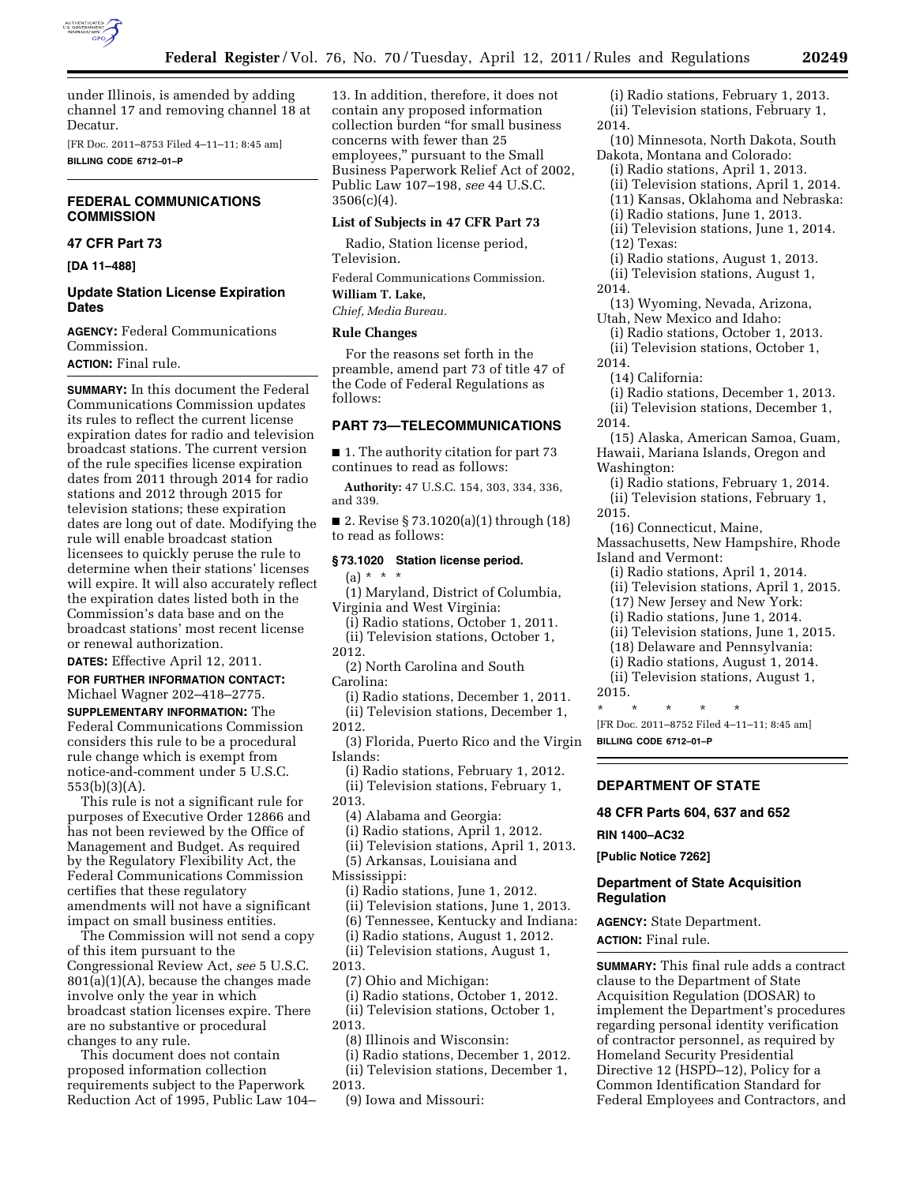under Illinois, is amended by adding channel 17 and removing channel 18 at Decatur.

[FR Doc. 2011–8753 Filed 4–11–11; 8:45 am]

**BILLING CODE 6712–01–P**

## FEDERAL COMMUNICATIONS COMMISSION

### 47 CFR Part 73

**[DA 11–488]**

### Update Station License Expiration Dates

**AGENCY:** Federal Communications Commission.

**ACTION:** Final rule.

**SUMMARY:** In this document the Federal Communications Commission updates its rules to reflect the current license expiration dates for radio and television broadcast stations. The current version of the rule specifies license expiration dates from 2011 through 2014 for radio stations and 2012 through 2015 for television stations; these expiration dates are long out of date. Modifying the rule will enable broadcast station licensees to quickly peruse the rule to determine when their stations' licenses will expire. It will also accurately reflect the expiration dates listed both in the Commission's data base and on the broadcast stations' most recent license or renewal authorization.

**DATES:** Effective April 12, 2011.

**FOR FURTHER INFORMATION CONTACT:** Michael Wagner 202–418–2775.

**SUPPLEMENTARY INFORMATION:** The Federal Communications Commission considers this rule to be a procedural rule change which is exempt from notice-and-comment under 5 U.S.C. 553(b)(3)(A).

This rule is not a significant rule for purposes of Executive Order 12866 and has not been reviewed by the Office of Management and Budget. As required by the Regulatory Flexibility Act, the Federal Communications Commission certifies that these regulatory amendments will not have a significant impact on small business entities.

The Commission will not send a copy of this item pursuant to the Congressional Review Act, *see* 5 U.S.C. 801(a)(1)(A), because the changes made involve only the year in which broadcast station licenses expire. There are no substantive or procedural changes to any rule.

This document does not contain proposed information collection requirements subject to the Paperwork Reduction Act of 1995, Public Law 104–13. In addition, therefore, it does not contain any proposed information collection burden "for small business concerns with fewer than 25 employees," pursuant to the Small Business Paperwork Relief Act of 2002, Public Law 107–198, *see* 44 U.S.C. 3506(c)(4).

#### List of Subjects in 47 CFR Part 73

Radio, Station license period, Television.

Federal Communications Commission.

**William T. Lake,**

*Chief, Media Bureau.*

#### Rule Changes

For the reasons set forth in the preamble, amend part 73 of title 47 of the Code of Federal Regulations as follows:

### PART 73—TELECOMMUNICATIONS

■ 1. The authority citation for part 73 continues to read as follows:

**Authority:** 47 U.S.C. 154, 303, 334, 336, and 339.

■ 2. Revise § 73.1020(a)(1) through (18) to read as follows:

#### § 73.1020 Station license period.

(a) * * *

(1) Maryland, District of Columbia, Virginia and West Virginia:

(i) Radio stations, October 1, 2011.

(ii) Television stations, October 1, 2012.

(2) North Carolina and South Carolina:

(i) Radio stations, December 1, 2011.

(ii) Television stations, December 1, 2012.

(3) Florida, Puerto Rico and the Virgin Islands:

(i) Radio stations, February 1, 2012.

(ii) Television stations, February 1, 2013.

(4) Alabama and Georgia:

(i) Radio stations, April 1, 2012.

(ii) Television stations, April 1, 2013.

(5) Arkansas, Louisiana and Mississippi:

(i) Radio stations, June 1, 2012.

(ii) Television stations, June 1, 2013.

(6) Tennessee, Kentucky and Indiana:

(i) Radio stations, August 1, 2012.

(ii) Television stations, August 1, 2013.

(7) Ohio and Michigan:

(i) Radio stations, October 1, 2012.

(ii) Television stations, October 1, 2013.

(8) Illinois and Wisconsin:

(i) Radio stations, December 1, 2012.

(ii) Television stations, December 1, 2013.

(9) Iowa and Missouri:

(i) Radio stations, February 1, 2013.

(ii) Television stations, February 1, 2014.

(10) Minnesota, North Dakota, South Dakota, Montana and Colorado:

(i) Radio stations, April 1, 2013.

(ii) Television stations, April 1, 2014.

(11) Kansas, Oklahoma and Nebraska:

(i) Radio stations, June 1, 2013.

(ii) Television stations, June 1, 2014.

(12) Texas:

(i) Radio stations, August 1, 2013.

(ii) Television stations, August 1, 2014.

(13) Wyoming, Nevada, Arizona, Utah, New Mexico and Idaho:

(i) Radio stations, October 1, 2013.

(ii) Television stations, October 1, 2014.

(14) California:

(i) Radio stations, December 1, 2013.

(ii) Television stations, December 1, 2014.

(15) Alaska, American Samoa, Guam, Hawaii, Mariana Islands, Oregon and Washington:

(i) Radio stations, February 1, 2014.

(ii) Television stations, February 1, 2015.

(16) Connecticut, Maine, Massachusetts, New Hampshire, Rhode Island and Vermont:

(i) Radio stations, April 1, 2014.

(ii) Television stations, April 1, 2015.

(17) New Jersey and New York:

(i) Radio stations, June 1, 2014.

(ii) Television stations, June 1, 2015.

(18) Delaware and Pennsylvania:

(i) Radio stations, August 1, 2014.

(ii) Television stations, August 1, 2015.

\* \* \* \* \*

[FR Doc. 2011–8752 Filed 4–11–11; 8:45 am]

**BILLING CODE 6712–01–P**

## DEPARTMENT OF STATE

### 48 CFR Parts 604, 637 and 652

**RIN 1400–AC32**

**[Public Notice 7262]**

### Department of State Acquisition Regulation

**AGENCY:** State Department.

**ACTION:** Final rule.

**SUMMARY:** This final rule adds a contract clause to the Department of State Acquisition Regulation (DOSAR) to implement the Department's procedures regarding personal identity verification of contractor personnel, as required by Homeland Security Presidential Directive 12 (HSPD–12), Policy for a Common Identification Standard for Federal Employees and Contractors, and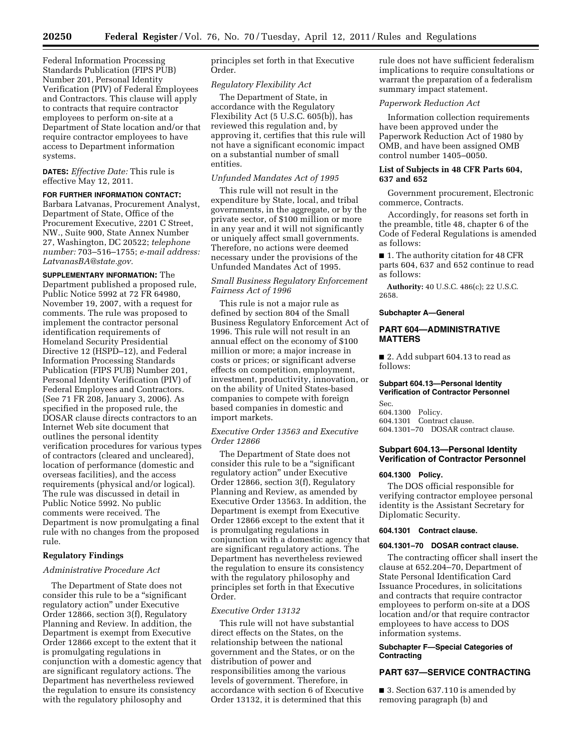Federal Information Processing Standards Publication (FIPS PUB) Number 201, Personal Identity Verification (PIV) of Federal Employees and Contractors. This clause will apply to contracts that require contractor employees to perform on-site at a Department of State location and/or that require contractor employees to have access to Department information systems.

**DATES:** *Effective Date:* This rule is effective May 12, 2011.

**FOR FURTHER INFORMATION CONTACT:** Barbara Latvanas, Procurement Analyst, Department of State, Office of the Procurement Executive, 2201 C Street, NW., Suite 900, State Annex Number 27, Washington, DC 20522; *telephone number:* 703–516–1755; *e-mail address: LatvanasBA@state.gov.*

**SUPPLEMENTARY INFORMATION:** The Department published a proposed rule, Public Notice 5992 at 72 FR 64980, November 19, 2007, with a request for comments. The rule was proposed to implement the contractor personal identification requirements of Homeland Security Presidential Directive 12 (HSPD–12), and Federal Information Processing Standards Publication (FIPS PUB) Number 201, Personal Identity Verification (PIV) of Federal Employees and Contractors. (See 71 FR 208, January 3, 2006). As specified in the proposed rule, the DOSAR clause directs contractors to an Internet Web site document that outlines the personal identity verification procedures for various types of contractors (cleared and uncleared), location of performance (domestic and overseas facilities), and the access requirements (physical and/or logical). The rule was discussed in detail in Public Notice 5992. No public comments were received. The Department is now promulgating a final rule with no changes from the proposed rule.

**Regulatory Findings**

*Administrative Procedure Act*

The Department of State does not consider this rule to be a "significant regulatory action" under Executive Order 12866, section 3(f), Regulatory Planning and Review. In addition, the Department is exempt from Executive Order 12866 except to the extent that it is promulgating regulations in conjunction with a domestic agency that are significant regulatory actions. The Department has nevertheless reviewed the regulation to ensure its consistency with the regulatory philosophy and principles set forth in that Executive Order.

*Regulatory Flexibility Act*

The Department of State, in accordance with the Regulatory Flexibility Act (5 U.S.C. 605(b)), has reviewed this regulation and, by approving it, certifies that this rule will not have a significant economic impact on a substantial number of small entities.

*Unfunded Mandates Act of 1995*

This rule will not result in the expenditure by State, local, and tribal governments, in the aggregate, or by the private sector, of $100 million or more in any year and it will not significantly or uniquely affect small governments. Therefore, no actions were deemed necessary under the provisions of the Unfunded Mandates Act of 1995.

*Small Business Regulatory Enforcement Fairness Act of 1996*

This rule is not a major rule as defined by section 804 of the Small Business Regulatory Enforcement Act of 1996. This rule will not result in an annual effect on the economy of $100 million or more; a major increase in costs or prices; or significant adverse effects on competition, employment, investment, productivity, innovation, or on the ability of United States-based companies to compete with foreign based companies in domestic and import markets.

*Executive Order 13563 and Executive Order 12866*

The Department of State does not consider this rule to be a "significant regulatory action" under Executive Order 12866, section 3(f), Regulatory Planning and Review, as amended by Executive Order 13563. In addition, the Department is exempt from Executive Order 12866 except to the extent that it is promulgating regulations in conjunction with a domestic agency that are significant regulatory actions. The Department has nevertheless reviewed the regulation to ensure its consistency with the regulatory philosophy and principles set forth in that Executive Order.

*Executive Order 13132*

This rule will not have substantial direct effects on the States, on the relationship between the national government and the States, or on the distribution of power and responsibilities among the various levels of government. Therefore, in accordance with section 6 of Executive Order 13132, it is determined that this rule does not have sufficient federalism implications to require consultations or warrant the preparation of a federalism summary impact statement.

*Paperwork Reduction Act*

Information collection requirements have been approved under the Paperwork Reduction Act of 1980 by OMB, and have been assigned OMB control number 1405–0050.

**List of Subjects in 48 CFR Parts 604, 637 and 652**

Government procurement, Electronic commerce, Contracts.

Accordingly, for reasons set forth in the preamble, title 48, chapter 6 of the Code of Federal Regulations is amended as follows:

■ 1. The authority citation for 48 CFR parts 604, 637 and 652 continue to read as follows:

**Authority:** 40 U.S.C. 486(c); 22 U.S.C. 2658.

**Subchapter A—General**

## PART 604—ADMINISTRATIVE MATTERS

■ 2. Add subpart 604.13 to read as follows:

**Subpart 604.13—Personal Identity Verification of Contractor Personnel**

Sec.
604.1300 Policy.
604.1301 Contract clause.
604.1301–70 DOSAR contract clause.

### Subpart 604.13—Personal Identity Verification of Contractor Personnel

**604.1300 Policy.**

The DOS official responsible for verifying contractor employee personal identity is the Assistant Secretary for Diplomatic Security.

**604.1301 Contract clause.**

**604.1301–70 DOSAR contract clause.**

The contracting officer shall insert the clause at 652.204–70, Department of State Personal Identification Card Issuance Procedures, in solicitations and contracts that require contractor employees to perform on-site at a DOS location and/or that require contractor employees to have access to DOS information systems.

**Subchapter F—Special Categories of Contracting**

## PART 637—SERVICE CONTRACTING

■ 3. Section 637.110 is amended by removing paragraph (b) and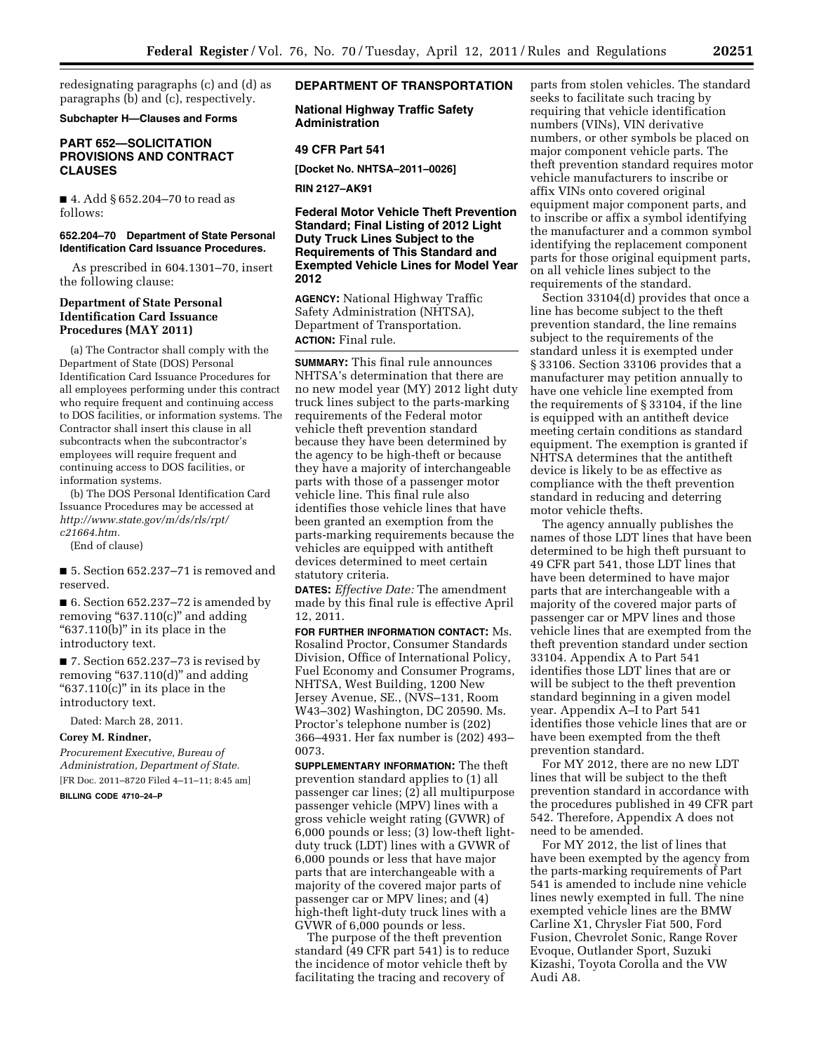redesignating paragraphs (c) and (d) as paragraphs (b) and (c), respectively.

**Subchapter H—Clauses and Forms**

## PART 652—SOLICITATION PROVISIONS AND CONTRACT CLAUSES

■ 4. Add § 652.204–70 to read as follows:

**652.204–70 Department of State Personal Identification Card Issuance Procedures.**

As prescribed in 604.1301–70, insert the following clause:

### Department of State Personal Identification Card Issuance Procedures (MAY 2011)

(a) The Contractor shall comply with the Department of State (DOS) Personal Identification Card Issuance Procedures for all employees performing under this contract who require frequent and continuing access to DOS facilities, or information systems. The Contractor shall insert this clause in all subcontracts when the subcontractor's employees will require frequent and continuing access to DOS facilities, or information systems.

(b) The DOS Personal Identification Card Issuance Procedures may be accessed at *http://www.state.gov/m/ds/rls/rpt/c21664.htm.*

(End of clause)

■ 5. Section 652.237–71 is removed and reserved.

■ 6. Section 652.237–72 is amended by removing "637.110(c)" and adding "637.110(b)" in its place in the introductory text.

■ 7. Section 652.237–73 is revised by removing "637.110(d)" and adding "637.110(c)" in its place in the introductory text.

Dated: March 28, 2011.

**Corey M. Rindner,**

*Procurement Executive, Bureau of Administration, Department of State.*

[FR Doc. 2011–8720 Filed 4–11–11; 8:45 am]

**BILLING CODE 4710–24–P**

---

**DEPARTMENT OF TRANSPORTATION**

**National Highway Traffic Safety Administration**

**49 CFR Part 541**

**[Docket No. NHTSA–2011–0026]**

**RIN 2127–AK91**

## Federal Motor Vehicle Theft Prevention Standard; Final Listing of 2012 Light Duty Truck Lines Subject to the Requirements of This Standard and Exempted Vehicle Lines for Model Year 2012

**AGENCY:** National Highway Traffic Safety Administration (NHTSA), Department of Transportation.

**ACTION:** Final rule.

**SUMMARY:** This final rule announces NHTSA's determination that there are no new model year (MY) 2012 light duty truck lines subject to the parts-marking requirements of the Federal motor vehicle theft prevention standard because they have been determined by the agency to be high-theft or because they have a majority of interchangeable parts with those of a passenger motor vehicle line. This final rule also identifies those vehicle lines that have been granted an exemption from the parts-marking requirements because the vehicles are equipped with antitheft devices determined to meet certain statutory criteria.

**DATES:** *Effective Date:* The amendment made by this final rule is effective April 12, 2011.

**FOR FURTHER INFORMATION CONTACT:** Ms. Rosalind Proctor, Consumer Standards Division, Office of International Policy, Fuel Economy and Consumer Programs, NHTSA, West Building, 1200 New Jersey Avenue, SE., (NVS–131, Room W43–302) Washington, DC 20590. Ms. Proctor's telephone number is (202) 366–4931. Her fax number is (202) 493–0073.

**SUPPLEMENTARY INFORMATION:** The theft prevention standard applies to (1) all passenger car lines; (2) all multipurpose passenger vehicle (MPV) lines with a gross vehicle weight rating (GVWR) of 6,000 pounds or less; (3) low-theft light-duty truck (LDT) lines with a GVWR of 6,000 pounds or less that have major parts that are interchangeable with a majority of the covered major parts of passenger car or MPV lines; and (4) high-theft light-duty truck lines with a GVWR of 6,000 pounds or less.

The purpose of the theft prevention standard (49 CFR part 541) is to reduce the incidence of motor vehicle theft by facilitating the tracing and recovery of parts from stolen vehicles. The standard seeks to facilitate such tracing by requiring that vehicle identification numbers (VINs), VIN derivative numbers, or other symbols be placed on major component vehicle parts. The theft prevention standard requires motor vehicle manufacturers to inscribe or affix VINs onto covered original equipment major component parts, and to inscribe or affix a symbol identifying the manufacturer and a common symbol identifying the replacement component parts for those original equipment parts, on all vehicle lines subject to the requirements of the standard.

Section 33104(d) provides that once a line has become subject to the theft prevention standard, the line remains subject to the requirements of the standard unless it is exempted under § 33106. Section 33106 provides that a manufacturer may petition annually to have one vehicle line exempted from the requirements of § 33104, if the line is equipped with an antitheft device meeting certain conditions as standard equipment. The exemption is granted if NHTSA determines that the antitheft device is likely to be as effective as compliance with the theft prevention standard in reducing and deterring motor vehicle thefts.

The agency annually publishes the names of those LDT lines that have been determined to be high theft pursuant to 49 CFR part 541, those LDT lines that have been determined to have major parts that are interchangeable with a majority of the covered major parts of passenger car or MPV lines and those vehicle lines that are exempted from the theft prevention standard under section 33104. Appendix A to Part 541 identifies those LDT lines that are or will be subject to the theft prevention standard beginning in a given model year. Appendix A–I to Part 541 identifies those vehicle lines that are or have been exempted from the theft prevention standard.

For MY 2012, there are no new LDT lines that will be subject to the theft prevention standard in accordance with the procedures published in 49 CFR part 542. Therefore, Appendix A does not need to be amended.

For MY 2012, the list of lines that have been exempted by the agency from the parts-marking requirements of Part 541 is amended to include nine vehicle lines newly exempted in full. The nine exempted vehicle lines are the BMW Carline X1, Chrysler Fiat 500, Ford Fusion, Chevrolet Sonic, Range Rover Evoque, Outlander Sport, Suzuki Kizashi, Toyota Corolla and the VW Audi A8.